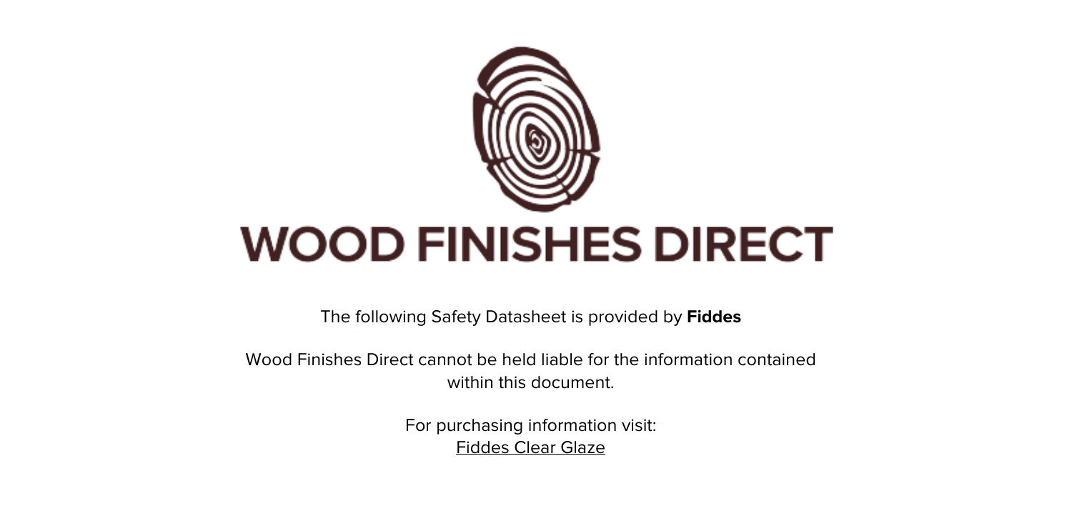# WOOD FINISHES DIRECT

The following Safety Datasheet is provided by **Fiddes**

Wood Finishes Direct cannot be held liable for the information contained within this document.

For purchasing information visit:
Fiddes Clear Glaze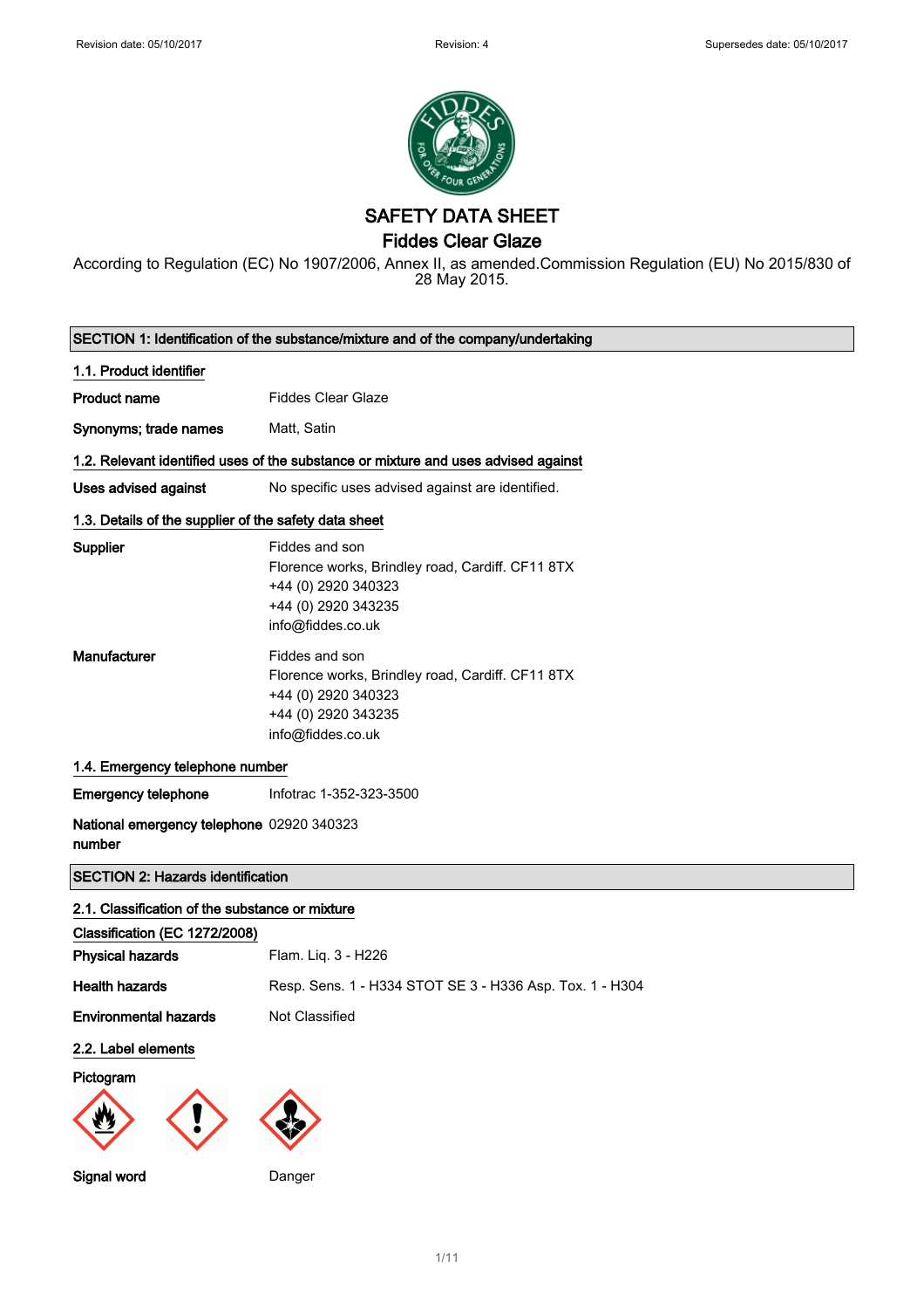# SAFETY DATA SHEET
## Fiddes Clear Glaze

According to Regulation (EC) No 1907/2006, Annex II, as amended.Commission Regulation (EU) No 2015/830 of 28 May 2015.

## SECTION 1: Identification of the substance/mixture and of the company/undertaking

### 1.1. Product identifier

| | |
|---|---|
| **Product name** | Fiddes Clear Glaze |
| **Synonyms; trade names** | Matt, Satin |

### 1.2. Relevant identified uses of the substance or mixture and uses advised against

| | |
|---|---|
| **Uses advised against** | No specific uses advised against are identified. |

### 1.3. Details of the supplier of the safety data sheet

| | |
|---|---|
| **Supplier** | Fiddes and son<br>Florence works, Brindley road, Cardiff. CF11 8TX<br>+44 (0) 2920 340323<br>+44 (0) 2920 343235<br>info@fiddes.co.uk |
| **Manufacturer** | Fiddes and son<br>Florence works, Brindley road, Cardiff. CF11 8TX<br>+44 (0) 2920 340323<br>+44 (0) 2920 343235<br>info@fiddes.co.uk |

### 1.4. Emergency telephone number

| | |
|---|---|
| **Emergency telephone** | Infotrac 1-352-323-3500 |
| **National emergency telephone number** | 02920 340323 |

## SECTION 2: Hazards identification

### 2.1. Classification of the substance or mixture

**Classification (EC 1272/2008)**

| | |
|---|---|
| **Physical hazards** | Flam. Liq. 3 - H226 |
| **Health hazards** | Resp. Sens. 1 - H334 STOT SE 3 - H336 Asp. Tox. 1 - H304 |
| **Environmental hazards** | Not Classified |

### 2.2. Label elements

**Pictogram**

| | |
|---|---|
| **Signal word** | Danger |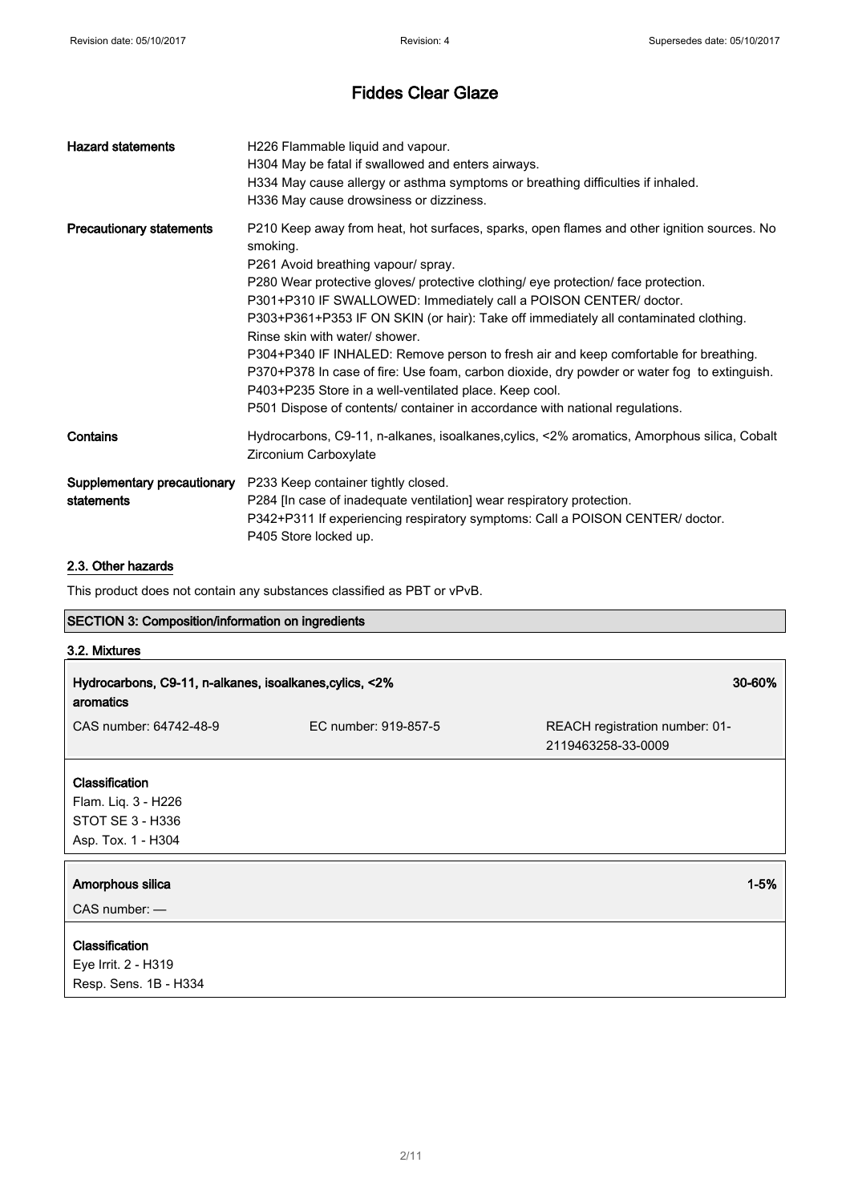# Fiddes Clear Glaze

| | |
|---|---|
| **Hazard statements** | H226 Flammable liquid and vapour.<br>H304 May be fatal if swallowed and enters airways.<br>H334 May cause allergy or asthma symptoms or breathing difficulties if inhaled.<br>H336 May cause drowsiness or dizziness. |
| **Precautionary statements** | P210 Keep away from heat, hot surfaces, sparks, open flames and other ignition sources. No smoking.<br>P261 Avoid breathing vapour/ spray.<br>P280 Wear protective gloves/ protective clothing/ eye protection/ face protection.<br>P301+P310 IF SWALLOWED: Immediately call a POISON CENTER/ doctor.<br>P303+P361+P353 IF ON SKIN (or hair): Take off immediately all contaminated clothing. Rinse skin with water/ shower.<br>P304+P340 IF INHALED: Remove person to fresh air and keep comfortable for breathing.<br>P370+P378 In case of fire: Use foam, carbon dioxide, dry powder or water fog to extinguish.<br>P403+P235 Store in a well-ventilated place. Keep cool.<br>P501 Dispose of contents/ container in accordance with national regulations. |
| **Contains** | Hydrocarbons, C9-11, n-alkanes, isoalkanes,cylics, <2% aromatics, Amorphous silica, Cobalt Zirconium Carboxylate |
| **Supplementary precautionary statements** | P233 Keep container tightly closed.<br>P284 [In case of inadequate ventilation] wear respiratory protection.<br>P342+P311 If experiencing respiratory symptoms: Call a POISON CENTER/ doctor.<br>P405 Store locked up. |

## 2.3. Other hazards

This product does not contain any substances classified as PBT or vPvB.

## SECTION 3: Composition/information on ingredients

### 3.2. Mixtures

| **Hydrocarbons, C9-11, n-alkanes, isoalkanes,cylics, <2% aromatics** | | **30-60%** |
|---|---|---|
| CAS number: 64742-48-9 | EC number: 919-857-5 | REACH registration number: 01-2119463258-33-0009 |

**Classification**
Flam. Liq. 3 - H226
STOT SE 3 - H336
Asp. Tox. 1 - H304

| **Amorphous silica** | **1-5%** |
|---|---|
| CAS number: — | |

**Classification**
Eye Irrit. 2 - H319
Resp. Sens. 1B - H334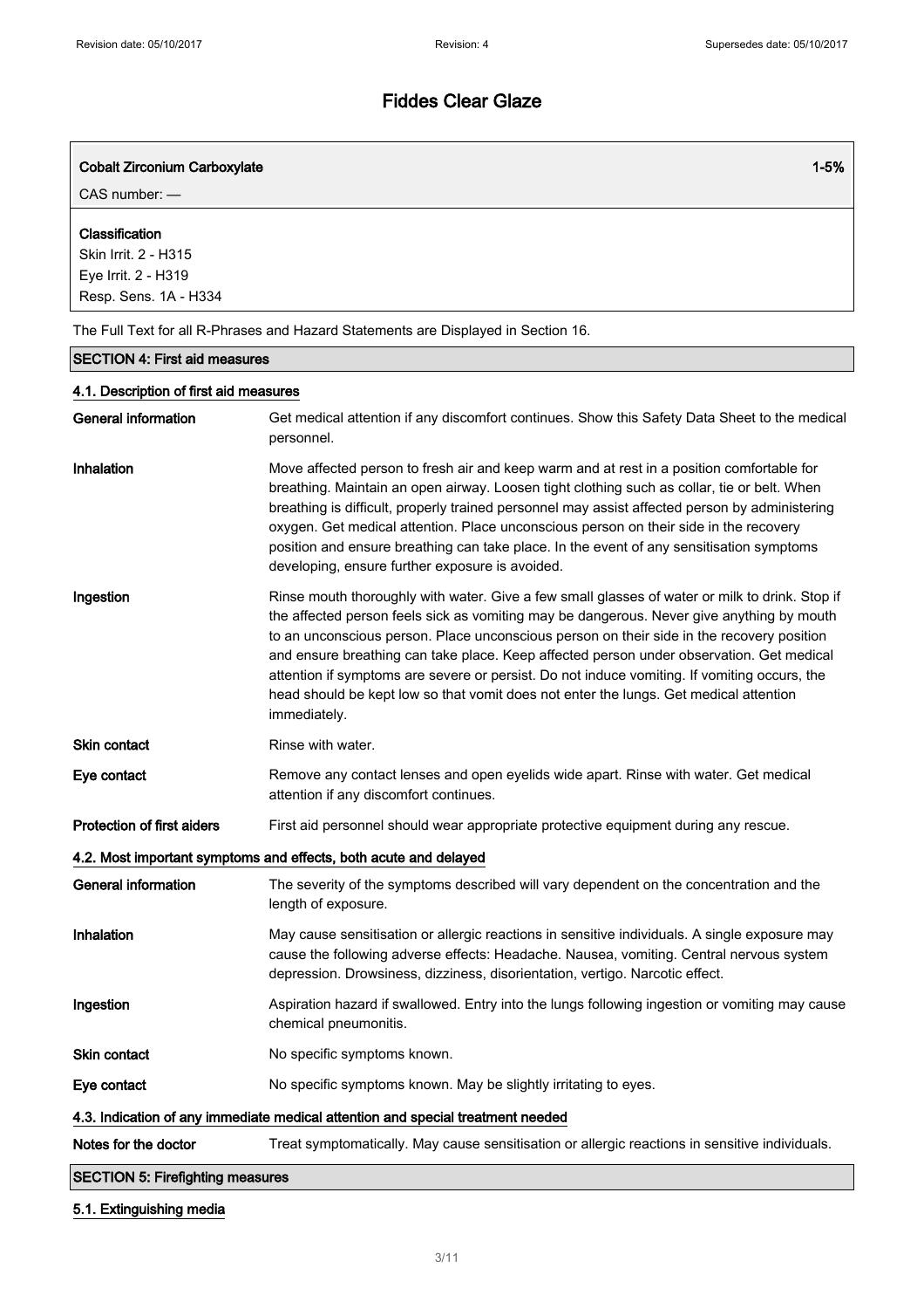# Fiddes Clear Glaze

| **Cobalt Zirconium Carboxylate** | **1-5%** |
|---|---|
| CAS number: — | |

**Classification**
Skin Irrit. 2 - H315
Eye Irrit. 2 - H319
Resp. Sens. 1A - H334

The Full Text for all R-Phrases and Hazard Statements are Displayed in Section 16.

## SECTION 4: First aid measures

### 4.1. Description of first aid measures

**General information** Get medical attention if any discomfort continues. Show this Safety Data Sheet to the medical personnel.

**Inhalation** Move affected person to fresh air and keep warm and at rest in a position comfortable for breathing. Maintain an open airway. Loosen tight clothing such as collar, tie or belt. When breathing is difficult, properly trained personnel may assist affected person by administering oxygen. Get medical attention. Place unconscious person on their side in the recovery position and ensure breathing can take place. In the event of any sensitisation symptoms developing, ensure further exposure is avoided.

**Ingestion** Rinse mouth thoroughly with water. Give a few small glasses of water or milk to drink. Stop if the affected person feels sick as vomiting may be dangerous. Never give anything by mouth to an unconscious person. Place unconscious person on their side in the recovery position and ensure breathing can take place. Keep affected person under observation. Get medical attention if symptoms are severe or persist. Do not induce vomiting. If vomiting occurs, the head should be kept low so that vomit does not enter the lungs. Get medical attention immediately.

**Skin contact** Rinse with water.

**Eye contact** Remove any contact lenses and open eyelids wide apart. Rinse with water. Get medical attention if any discomfort continues.

**Protection of first aiders** First aid personnel should wear appropriate protective equipment during any rescue.

### 4.2. Most important symptoms and effects, both acute and delayed

**General information** The severity of the symptoms described will vary dependent on the concentration and the length of exposure.

**Inhalation** May cause sensitisation or allergic reactions in sensitive individuals. A single exposure may cause the following adverse effects: Headache. Nausea, vomiting. Central nervous system depression. Drowsiness, dizziness, disorientation, vertigo. Narcotic effect.

**Ingestion** Aspiration hazard if swallowed. Entry into the lungs following ingestion or vomiting may cause chemical pneumonitis.

**Skin contact** No specific symptoms known.

**Eye contact** No specific symptoms known. May be slightly irritating to eyes.

### 4.3. Indication of any immediate medical attention and special treatment needed

**Notes for the doctor** Treat symptomatically. May cause sensitisation or allergic reactions in sensitive individuals.

## SECTION 5: Firefighting measures

### 5.1. Extinguishing media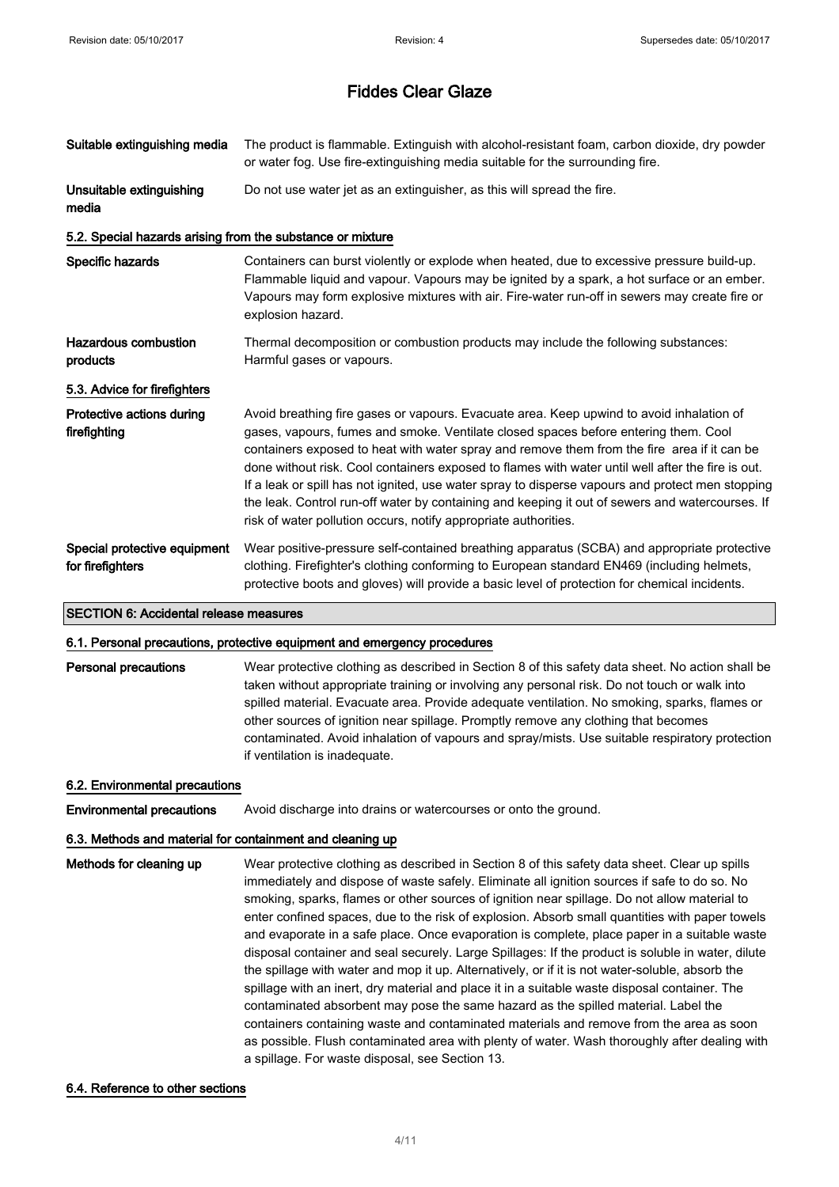# Fiddes Clear Glaze

| | |
|---|---|
| **Suitable extinguishing media** | The product is flammable. Extinguish with alcohol-resistant foam, carbon dioxide, dry powder or water fog. Use fire-extinguishing media suitable for the surrounding fire. |
| **Unsuitable extinguishing media** | Do not use water jet as an extinguisher, as this will spread the fire. |

### 5.2. Special hazards arising from the substance or mixture

| | |
|---|---|
| **Specific hazards** | Containers can burst violently or explode when heated, due to excessive pressure build-up. Flammable liquid and vapour. Vapours may be ignited by a spark, a hot surface or an ember. Vapours may form explosive mixtures with air. Fire-water run-off in sewers may create fire or explosion hazard. |
| **Hazardous combustion products** | Thermal decomposition or combustion products may include the following substances: Harmful gases or vapours. |

### 5.3. Advice for firefighters

| | |
|---|---|
| **Protective actions during firefighting** | Avoid breathing fire gases or vapours. Evacuate area. Keep upwind to avoid inhalation of gases, vapours, fumes and smoke. Ventilate closed spaces before entering them. Cool containers exposed to heat with water spray and remove them from the fire area if it can be done without risk. Cool containers exposed to flames with water until well after the fire is out. If a leak or spill has not ignited, use water spray to disperse vapours and protect men stopping the leak. Control run-off water by containing and keeping it out of sewers and watercourses. If risk of water pollution occurs, notify appropriate authorities. |
| **Special protective equipment for firefighters** | Wear positive-pressure self-contained breathing apparatus (SCBA) and appropriate protective clothing. Firefighter's clothing conforming to European standard EN469 (including helmets, protective boots and gloves) will provide a basic level of protection for chemical incidents. |

## SECTION 6: Accidental release measures

### 6.1. Personal precautions, protective equipment and emergency procedures

| | |
|---|---|
| **Personal precautions** | Wear protective clothing as described in Section 8 of this safety data sheet. No action shall be taken without appropriate training or involving any personal risk. Do not touch or walk into spilled material. Evacuate area. Provide adequate ventilation. No smoking, sparks, flames or other sources of ignition near spillage. Promptly remove any clothing that becomes contaminated. Avoid inhalation of vapours and spray/mists. Use suitable respiratory protection if ventilation is inadequate. |

### 6.2. Environmental precautions

| | |
|---|---|
| **Environmental precautions** | Avoid discharge into drains or watercourses or onto the ground. |

### 6.3. Methods and material for containment and cleaning up

| | |
|---|---|
| **Methods for cleaning up** | Wear protective clothing as described in Section 8 of this safety data sheet. Clear up spills immediately and dispose of waste safely. Eliminate all ignition sources if safe to do so. No smoking, sparks, flames or other sources of ignition near spillage. Do not allow material to enter confined spaces, due to the risk of explosion. Absorb small quantities with paper towels and evaporate in a safe place. Once evaporation is complete, place paper in a suitable waste disposal container and seal securely. Large Spillages: If the product is soluble in water, dilute the spillage with water and mop it up. Alternatively, or if it is not water-soluble, absorb the spillage with an inert, dry material and place it in a suitable waste disposal container. The contaminated absorbent may pose the same hazard as the spilled material. Label the containers containing waste and contaminated materials and remove from the area as soon as possible. Flush contaminated area with plenty of water. Wash thoroughly after dealing with a spillage. For waste disposal, see Section 13. |

### 6.4. Reference to other sections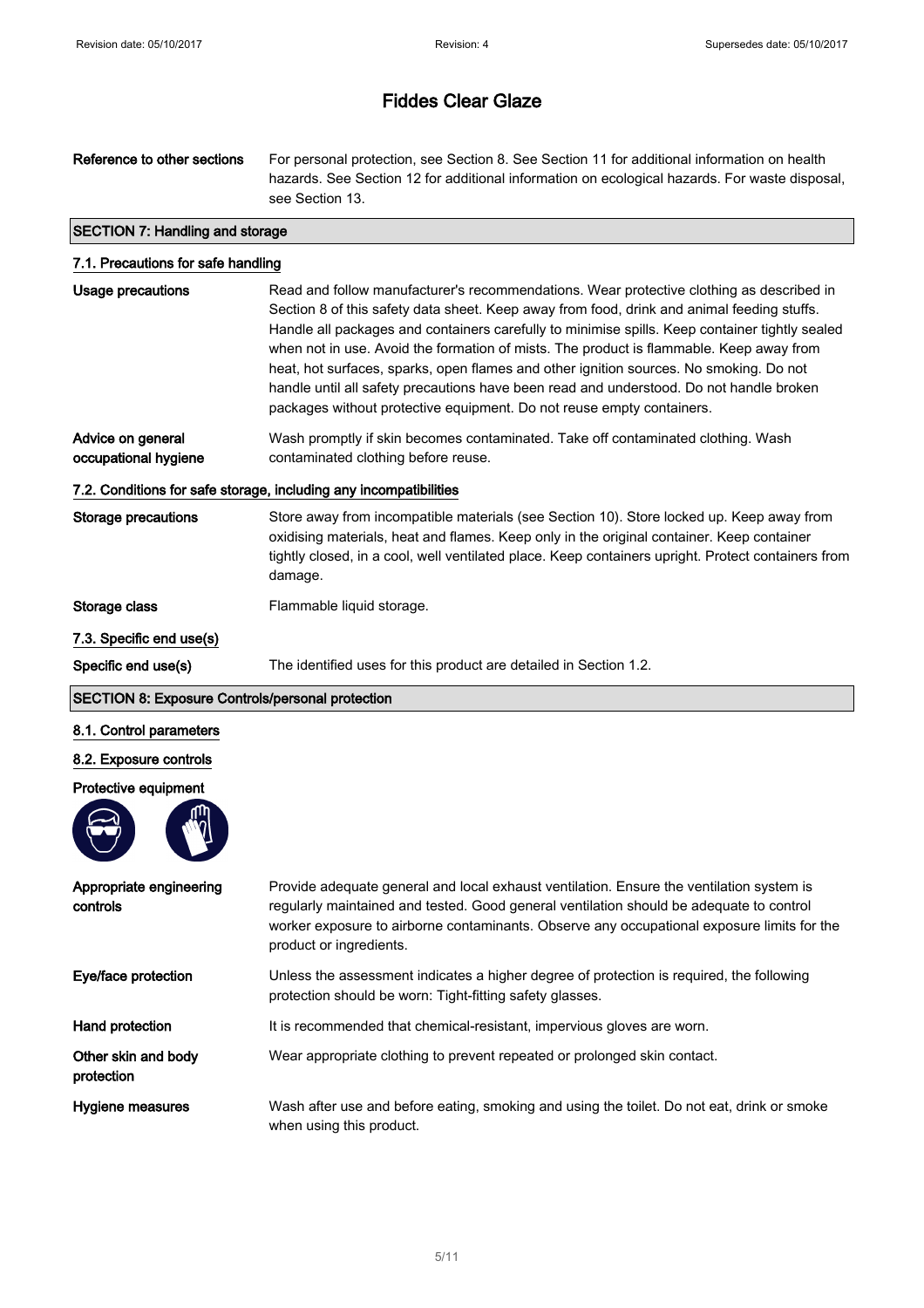# Fiddes Clear Glaze

| | |
|---|---|
| **Reference to other sections** | For personal protection, see Section 8. See Section 11 for additional information on health hazards. See Section 12 for additional information on ecological hazards. For waste disposal, see Section 13. |

## SECTION 7: Handling and storage

### 7.1. Precautions for safe handling

| | |
|---|---|
| **Usage precautions** | Read and follow manufacturer's recommendations. Wear protective clothing as described in Section 8 of this safety data sheet. Keep away from food, drink and animal feeding stuffs. Handle all packages and containers carefully to minimise spills. Keep container tightly sealed when not in use. Avoid the formation of mists. The product is flammable. Keep away from heat, hot surfaces, sparks, open flames and other ignition sources. No smoking. Do not handle until all safety precautions have been read and understood. Do not handle broken packages without protective equipment. Do not reuse empty containers. |
| **Advice on general occupational hygiene** | Wash promptly if skin becomes contaminated. Take off contaminated clothing. Wash contaminated clothing before reuse. |

### 7.2. Conditions for safe storage, including any incompatibilities

| | |
|---|---|
| **Storage precautions** | Store away from incompatible materials (see Section 10). Store locked up. Keep away from oxidising materials, heat and flames. Keep only in the original container. Keep container tightly closed, in a cool, well ventilated place. Keep containers upright. Protect containers from damage. |
| **Storage class** | Flammable liquid storage. |

### 7.3. Specific end use(s)

| | |
|---|---|
| **Specific end use(s)** | The identified uses for this product are detailed in Section 1.2. |

## SECTION 8: Exposure Controls/personal protection

### 8.1. Control parameters

### 8.2. Exposure controls

**Protective equipment**

| | |
|---|---|
| **Appropriate engineering controls** | Provide adequate general and local exhaust ventilation. Ensure the ventilation system is regularly maintained and tested. Good general ventilation should be adequate to control worker exposure to airborne contaminants. Observe any occupational exposure limits for the product or ingredients. |
| **Eye/face protection** | Unless the assessment indicates a higher degree of protection is required, the following protection should be worn: Tight-fitting safety glasses. |
| **Hand protection** | It is recommended that chemical-resistant, impervious gloves are worn. |
| **Other skin and body protection** | Wear appropriate clothing to prevent repeated or prolonged skin contact. |
| **Hygiene measures** | Wash after use and before eating, smoking and using the toilet. Do not eat, drink or smoke when using this product. |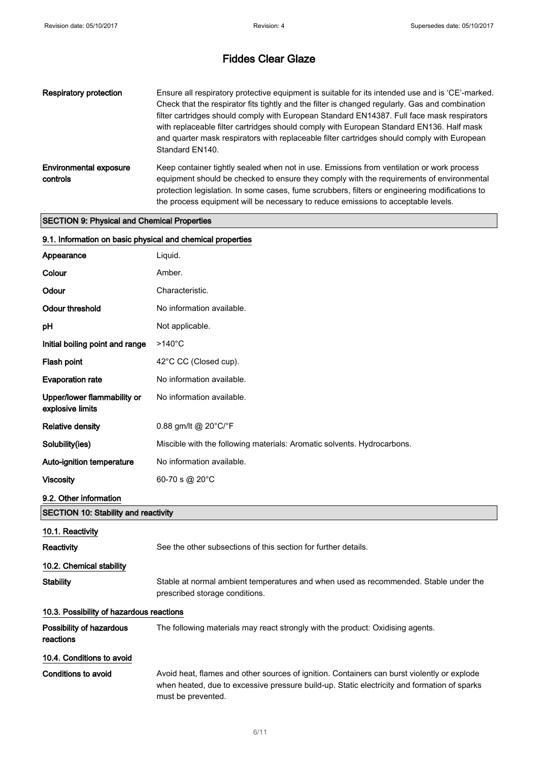# Fiddes Clear Glaze

| | |
|---|---|
| **Respiratory protection** | Ensure all respiratory protective equipment is suitable for its intended use and is 'CE'-marked. Check that the respirator fits tightly and the filter is changed regularly. Gas and combination filter cartridges should comply with European Standard EN14387. Full face mask respirators with replaceable filter cartridges should comply with European Standard EN136. Half mask and quarter mask respirators with replaceable filter cartridges should comply with European Standard EN140. |
| **Environmental exposure controls** | Keep container tightly sealed when not in use. Emissions from ventilation or work process equipment should be checked to ensure they comply with the requirements of environmental protection legislation. In some cases, fume scrubbers, filters or engineering modifications to the process equipment will be necessary to reduce emissions to acceptable levels. |

## SECTION 9: Physical and Chemical Properties

### 9.1. Information on basic physical and chemical properties

| | |
|---|---|
| **Appearance** | Liquid. |
| **Colour** | Amber. |
| **Odour** | Characteristic. |
| **Odour threshold** | No information available. |
| **pH** | Not applicable. |
| **Initial boiling point and range** | >140°C |
| **Flash point** | 42°C CC (Closed cup). |
| **Evaporation rate** | No information available. |
| **Upper/lower flammability or explosive limits** | No information available. |
| **Relative density** | 0.88 gm/lt @ 20°C/°F |
| **Solubility(ies)** | Miscible with the following materials: Aromatic solvents. Hydrocarbons. |
| **Auto-ignition temperature** | No information available. |
| **Viscosity** | 60-70 s @ 20°C |

### 9.2. Other information

## SECTION 10: Stability and reactivity

### 10.1. Reactivity

**Reactivity** See the other subsections of this section for further details.

### 10.2. Chemical stability

**Stability** Stable at normal ambient temperatures and when used as recommended. Stable under the prescribed storage conditions.

### 10.3. Possibility of hazardous reactions

**Possibility of hazardous reactions** The following materials may react strongly with the product: Oxidising agents.

### 10.4. Conditions to avoid

**Conditions to avoid** Avoid heat, flames and other sources of ignition. Containers can burst violently or explode when heated, due to excessive pressure build-up. Static electricity and formation of sparks must be prevented.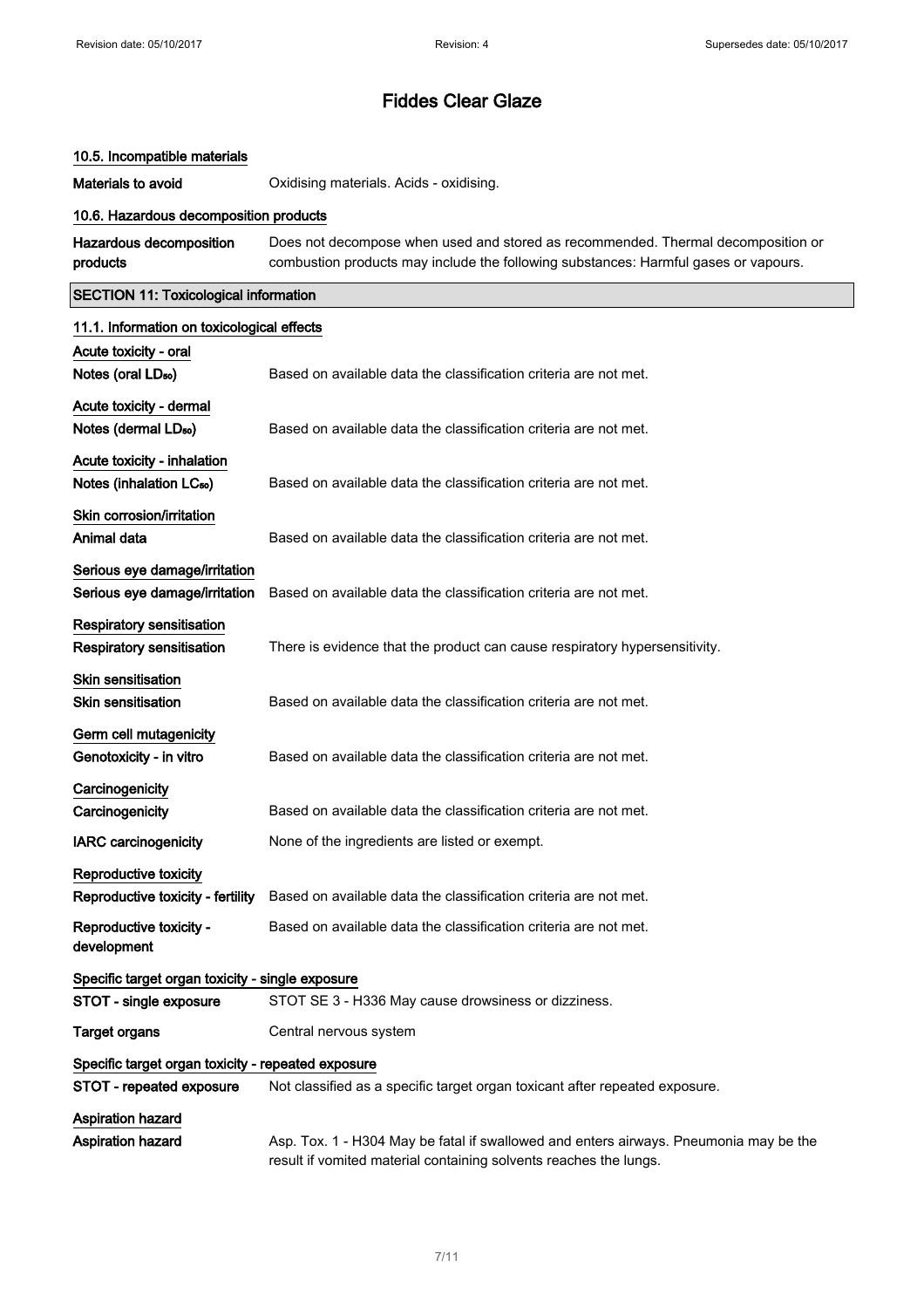### 10.5. Incompatible materials

**Materials to avoid** Oxidising materials. Acids - oxidising.

### 10.6. Hazardous decomposition products

**Hazardous decomposition products** Does not decompose when used and stored as recommended. Thermal decomposition or combustion products may include the following substances: Harmful gases or vapours.

## SECTION 11: Toxicological information

### 11.1. Information on toxicological effects

**Acute toxicity - oral**

**Notes (oral $LD_{50}$)** Based on available data the classification criteria are not met.

**Acute toxicity - dermal**

**Notes (dermal $LD_{50}$)** Based on available data the classification criteria are not met.

**Acute toxicity - inhalation**

**Notes (inhalation $LC_{50}$)** Based on available data the classification criteria are not met.

**Skin corrosion/irritation**

**Animal data** Based on available data the classification criteria are not met.

**Serious eye damage/irritation**

**Serious eye damage/irritation** Based on available data the classification criteria are not met.

**Respiratory sensitisation**

**Respiratory sensitisation** There is evidence that the product can cause respiratory hypersensitivity.

**Skin sensitisation**

**Skin sensitisation** Based on available data the classification criteria are not met.

**Germ cell mutagenicity**

**Genotoxicity - in vitro** Based on available data the classification criteria are not met.

**Carcinogenicity**

**Carcinogenicity** Based on available data the classification criteria are not met.

**IARC carcinogenicity** None of the ingredients are listed or exempt.

**Reproductive toxicity**

**Reproductive toxicity - fertility** Based on available data the classification criteria are not met.

**Reproductive toxicity - development** Based on available data the classification criteria are not met.

**Specific target organ toxicity - single exposure**

**STOT - single exposure** STOT SE 3 - H336 May cause drowsiness or dizziness.

**Target organs** Central nervous system

**Specific target organ toxicity - repeated exposure**

**STOT - repeated exposure** Not classified as a specific target organ toxicant after repeated exposure.

**Aspiration hazard**

**Aspiration hazard** Asp. Tox. 1 - H304 May be fatal if swallowed and enters airways. Pneumonia may be the result if vomited material containing solvents reaches the lungs.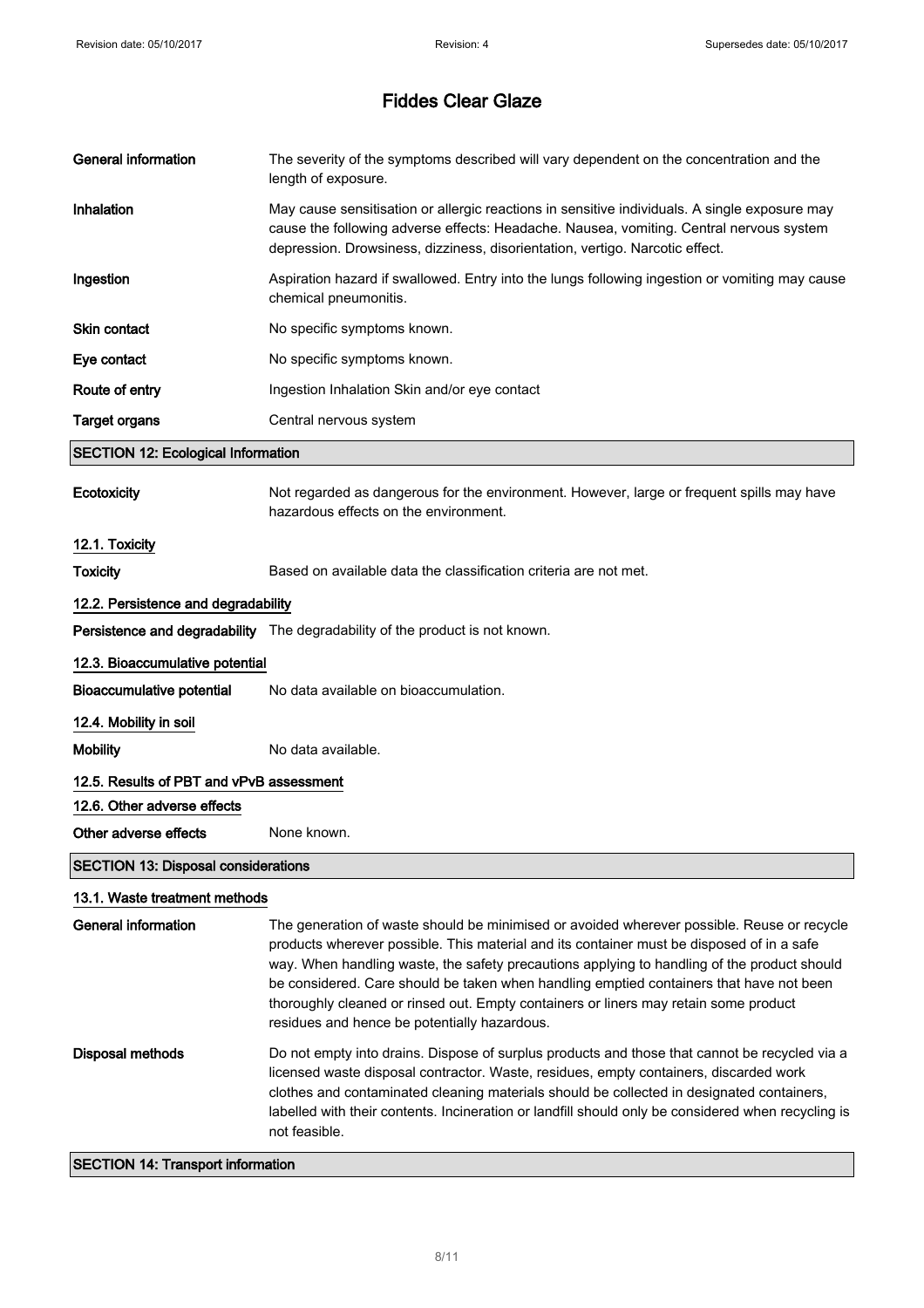| | |
|---|---|
| **General information** | The severity of the symptoms described will vary dependent on the concentration and the length of exposure. |
| **Inhalation** | May cause sensitisation or allergic reactions in sensitive individuals. A single exposure may cause the following adverse effects: Headache. Nausea, vomiting. Central nervous system depression. Drowsiness, dizziness, disorientation, vertigo. Narcotic effect. |
| **Ingestion** | Aspiration hazard if swallowed. Entry into the lungs following ingestion or vomiting may cause chemical pneumonitis. |
| **Skin contact** | No specific symptoms known. |
| **Eye contact** | No specific symptoms known. |
| **Route of entry** | Ingestion Inhalation Skin and/or eye contact |
| **Target organs** | Central nervous system |

## SECTION 12: Ecological Information

**Ecotoxicity** Not regarded as dangerous for the environment. However, large or frequent spills may have hazardous effects on the environment.

### 12.1. Toxicity

**Toxicity** Based on available data the classification criteria are not met.

### 12.2. Persistence and degradability

**Persistence and degradability** The degradability of the product is not known.

### 12.3. Bioaccumulative potential

**Bioaccumulative potential** No data available on bioaccumulation.

### 12.4. Mobility in soil

**Mobility** No data available.

### 12.5. Results of PBT and vPvB assessment

### 12.6. Other adverse effects

**Other adverse effects** None known.

## SECTION 13: Disposal considerations

### 13.1. Waste treatment methods

**General information** The generation of waste should be minimised or avoided wherever possible. Reuse or recycle products wherever possible. This material and its container must be disposed of in a safe way. When handling waste, the safety precautions applying to handling of the product should be considered. Care should be taken when handling emptied containers that have not been thoroughly cleaned or rinsed out. Empty containers or liners may retain some product residues and hence be potentially hazardous.

**Disposal methods** Do not empty into drains. Dispose of surplus products and those that cannot be recycled via a licensed waste disposal contractor. Waste, residues, empty containers, discarded work clothes and contaminated cleaning materials should be collected in designated containers, labelled with their contents. Incineration or landfill should only be considered when recycling is not feasible.

## SECTION 14: Transport information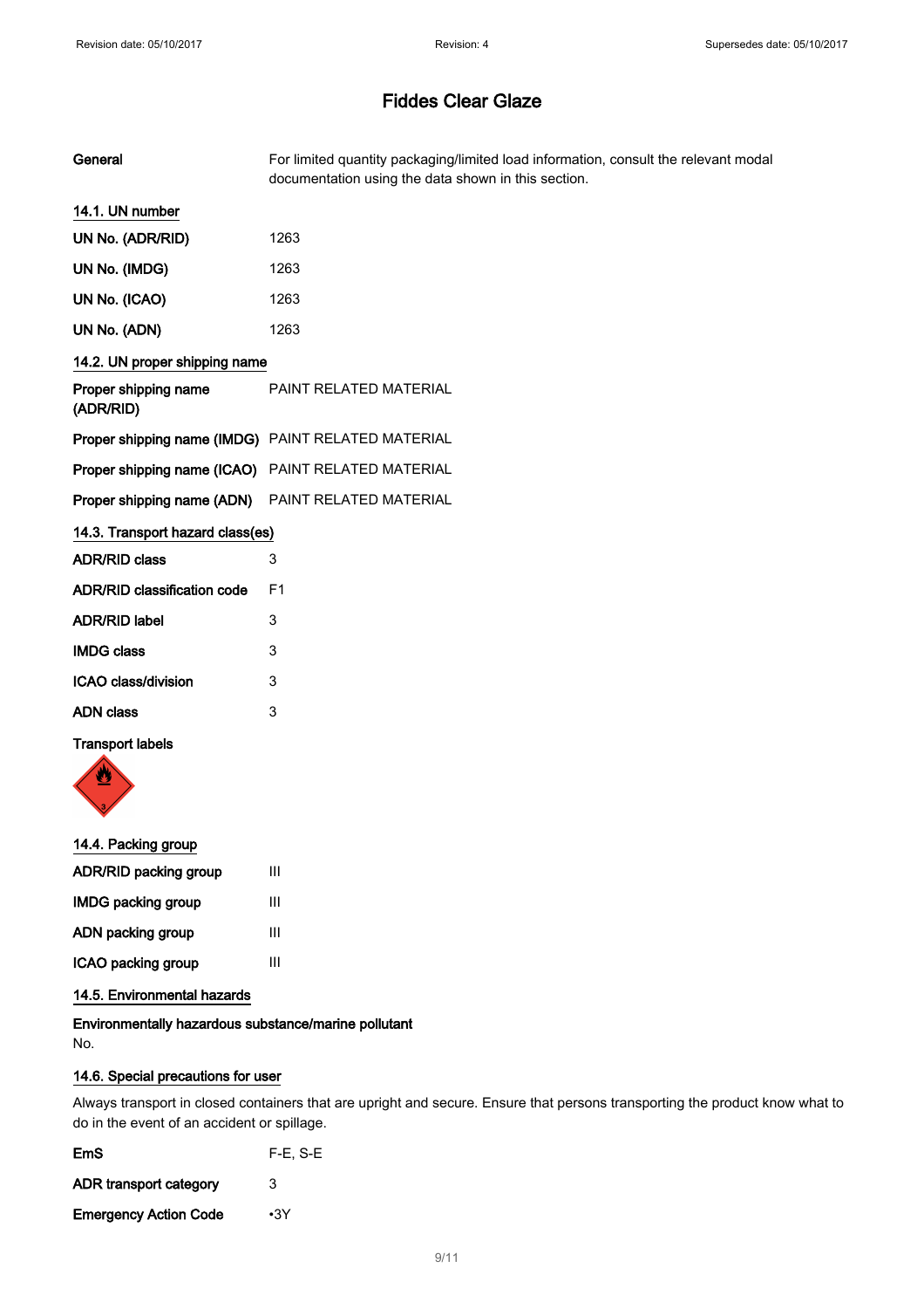| | |
|---|---|
| **General** | For limited quantity packaging/limited load information, consult the relevant modal documentation using the data shown in this section. |

### 14.1. UN number

| | |
|---|---|
| **UN No. (ADR/RID)** | 1263 |
| **UN No. (IMDG)** | 1263 |
| **UN No. (ICAO)** | 1263 |
| **UN No. (ADN)** | 1263 |

### 14.2. UN proper shipping name

| | |
|---|---|
| **Proper shipping name (ADR/RID)** | PAINT RELATED MATERIAL |
| **Proper shipping name (IMDG)** | PAINT RELATED MATERIAL |
| **Proper shipping name (ICAO)** | PAINT RELATED MATERIAL |
| **Proper shipping name (ADN)** | PAINT RELATED MATERIAL |

### 14.3. Transport hazard class(es)

| | |
|---|---|
| **ADR/RID class** | 3 |
| **ADR/RID classification code** | F1 |
| **ADR/RID label** | 3 |
| **IMDG class** | 3 |
| **ICAO class/division** | 3 |
| **ADN class** | 3 |

**Transport labels**

### 14.4. Packing group

| | |
|---|---|
| **ADR/RID packing group** | III |
| **IMDG packing group** | III |
| **ADN packing group** | III |
| **ICAO packing group** | III |

### 14.5. Environmental hazards

**Environmentally hazardous substance/marine pollutant**
No.

### 14.6. Special precautions for user

Always transport in closed containers that are upright and secure. Ensure that persons transporting the product know what to do in the event of an accident or spillage.

| | |
|---|---|
| **EmS** | F-E, S-E |
| **ADR transport category** | 3 |
| **Emergency Action Code** | •3Y |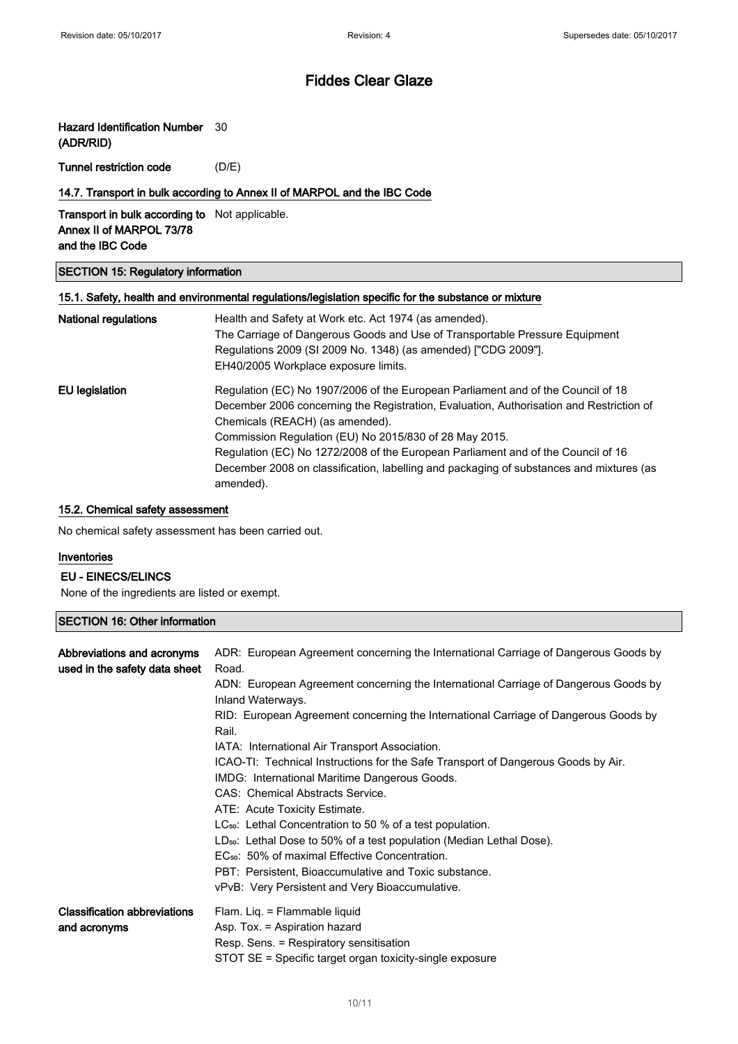# Fiddes Clear Glaze

**Hazard Identification Number (ADR/RID)** 30

**Tunnel restriction code** (D/E)

### 14.7. Transport in bulk according to Annex II of MARPOL and the IBC Code

**Transport in bulk according to Annex II of MARPOL 73/78 and the IBC Code** Not applicable.

## SECTION 15: Regulatory information

### 15.1. Safety, health and environmental regulations/legislation specific for the substance or mixture

**National regulations**

Health and Safety at Work etc. Act 1974 (as amended).
The Carriage of Dangerous Goods and Use of Transportable Pressure Equipment Regulations 2009 (SI 2009 No. 1348) (as amended) ["CDG 2009"].
EH40/2005 Workplace exposure limits.

**EU legislation**

Regulation (EC) No 1907/2006 of the European Parliament and of the Council of 18 December 2006 concerning the Registration, Evaluation, Authorisation and Restriction of Chemicals (REACH) (as amended).
Commission Regulation (EU) No 2015/830 of 28 May 2015.
Regulation (EC) No 1272/2008 of the European Parliament and of the Council of 16 December 2008 on classification, labelling and packaging of substances and mixtures (as amended).

### 15.2. Chemical safety assessment

No chemical safety assessment has been carried out.

#### Inventories

**EU - EINECS/ELINCS**

None of the ingredients are listed or exempt.

## SECTION 16: Other information

**Abbreviations and acronyms used in the safety data sheet**

ADR: European Agreement concerning the International Carriage of Dangerous Goods by Road.
ADN: European Agreement concerning the International Carriage of Dangerous Goods by Inland Waterways.
RID: European Agreement concerning the International Carriage of Dangerous Goods by Rail.
IATA: International Air Transport Association.
ICAO-TI: Technical Instructions for the Safe Transport of Dangerous Goods by Air.
IMDG: International Maritime Dangerous Goods.
CAS: Chemical Abstracts Service.
ATE: Acute Toxicity Estimate.
$LC_{50}$: Lethal Concentration to 50 % of a test population.
$LD_{50}$: Lethal Dose to 50% of a test population (Median Lethal Dose).
$EC_{50}$: 50% of maximal Effective Concentration.
PBT: Persistent, Bioaccumulative and Toxic substance.
vPvB: Very Persistent and Very Bioaccumulative.

**Classification abbreviations and acronyms**

Flam. Liq. = Flammable liquid
Asp. Tox. = Aspiration hazard
Resp. Sens. = Respiratory sensitisation
STOT SE = Specific target organ toxicity-single exposure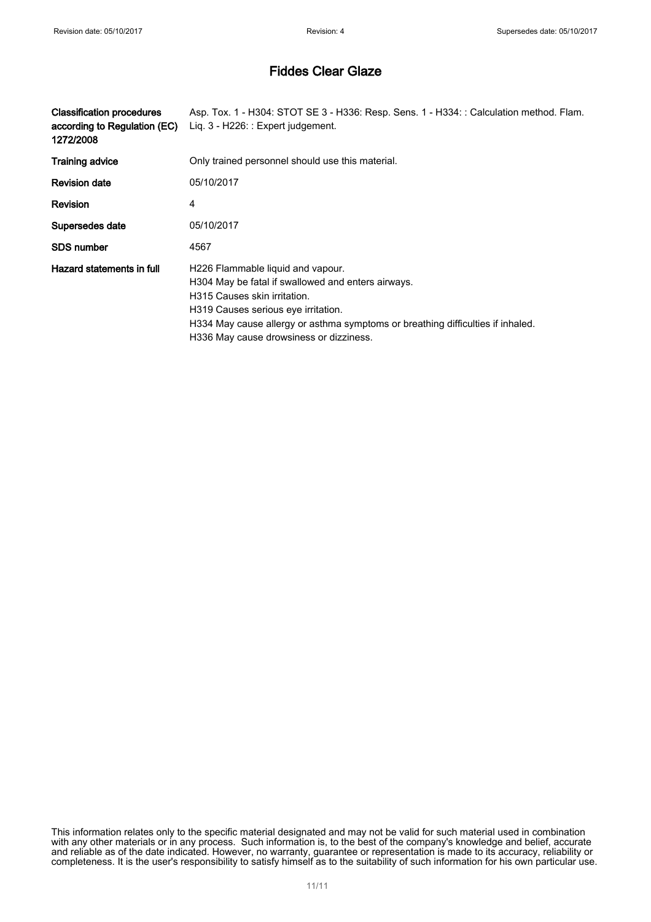# Fiddes Clear Glaze

| | |
|---|---|
| **Classification procedures according to Regulation (EC) 1272/2008** | Asp. Tox. 1 - H304: STOT SE 3 - H336: Resp. Sens. 1 - H334: : Calculation method. Flam. Liq. 3 - H226: : Expert judgement. |
| **Training advice** | Only trained personnel should use this material. |
| **Revision date** | 05/10/2017 |
| **Revision** | 4 |
| **Supersedes date** | 05/10/2017 |
| **SDS number** | 4567 |
| **Hazard statements in full** | H226 Flammable liquid and vapour.<br>H304 May be fatal if swallowed and enters airways.<br>H315 Causes skin irritation.<br>H319 Causes serious eye irritation.<br>H334 May cause allergy or asthma symptoms or breathing difficulties if inhaled.<br>H336 May cause drowsiness or dizziness. |

This information relates only to the specific material designated and may not be valid for such material used in combination with any other materials or in any process. Such information is, to the best of the company's knowledge and belief, accurate and reliable as of the date indicated. However, no warranty, guarantee or representation is made to its accuracy, reliability or completeness. It is the user's responsibility to satisfy himself as to the suitability of such information for his own particular use.